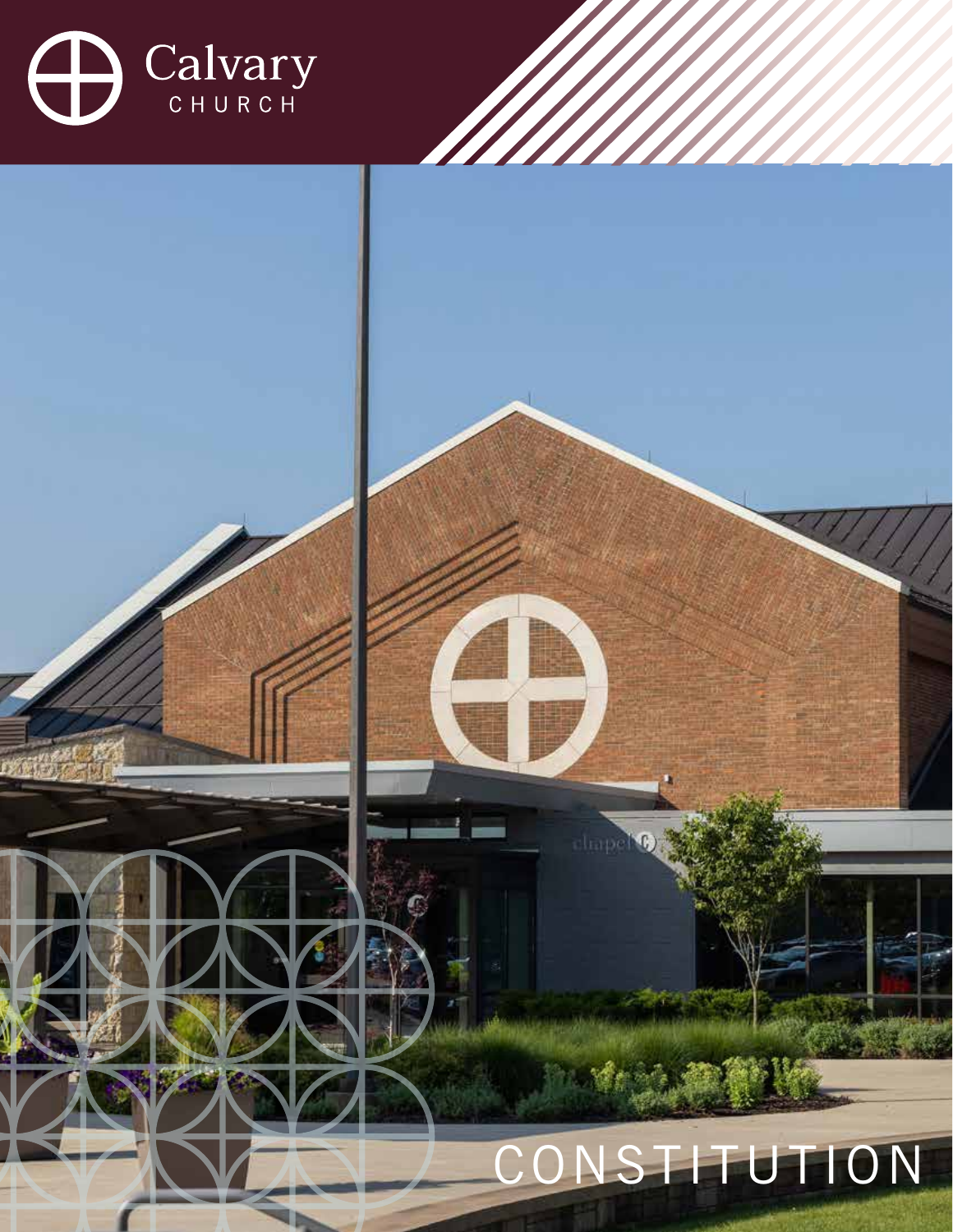Calvary
CHURCH

# CONSTITUTION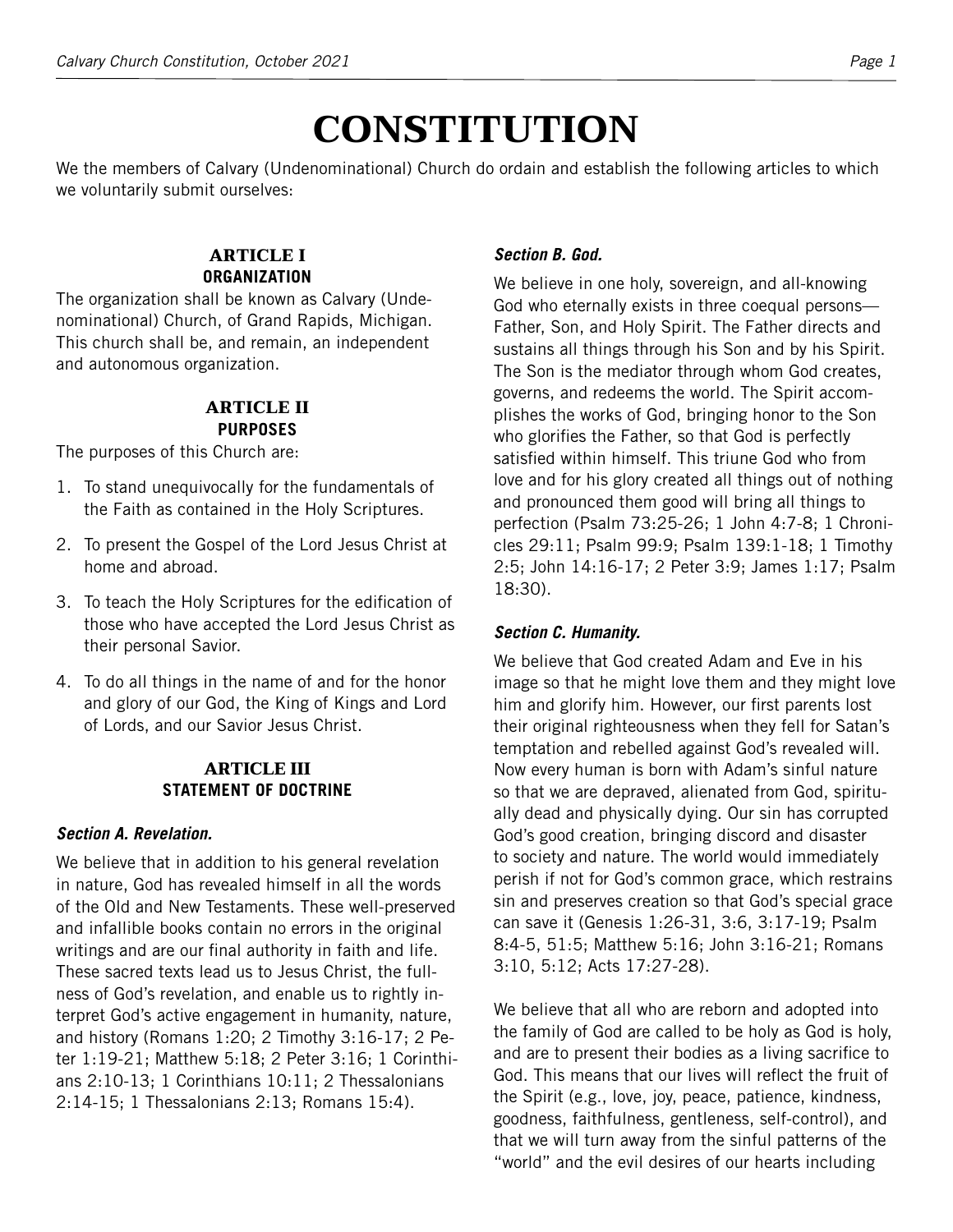# CONSTITUTION

We the members of Calvary (Undenominational) Church do ordain and establish the following articles to which we voluntarily submit ourselves:

## ARTICLE I
### ORGANIZATION

The organization shall be known as Calvary (Undenominational) Church, of Grand Rapids, Michigan. This church shall be, and remain, an independent and autonomous organization.

## ARTICLE II
### PURPOSES

The purposes of this Church are:

1. To stand unequivocally for the fundamentals of the Faith as contained in the Holy Scriptures.
2. To present the Gospel of the Lord Jesus Christ at home and abroad.
3. To teach the Holy Scriptures for the edification of those who have accepted the Lord Jesus Christ as their personal Savior.
4. To do all things in the name of and for the honor and glory of our God, the King of Kings and Lord of Lords, and our Savior Jesus Christ.

## ARTICLE III
### STATEMENT OF DOCTRINE

***Section A. Revelation.***

We believe that in addition to his general revelation in nature, God has revealed himself in all the words of the Old and New Testaments. These well-preserved and infallible books contain no errors in the original writings and are our final authority in faith and life. These sacred texts lead us to Jesus Christ, the fullness of God's revelation, and enable us to rightly interpret God's active engagement in humanity, nature, and history (Romans 1:20; 2 Timothy 3:16-17; 2 Peter 1:19-21; Matthew 5:18; 2 Peter 3:16; 1 Corinthians 2:10-13; 1 Corinthians 10:11; 2 Thessalonians 2:14-15; 1 Thessalonians 2:13; Romans 15:4).

***Section B. God.***

We believe in one holy, sovereign, and all-knowing God who eternally exists in three coequal persons—Father, Son, and Holy Spirit. The Father directs and sustains all things through his Son and by his Spirit. The Son is the mediator through whom God creates, governs, and redeems the world. The Spirit accomplishes the works of God, bringing honor to the Son who glorifies the Father, so that God is perfectly satisfied within himself. This triune God who from love and for his glory created all things out of nothing and pronounced them good will bring all things to perfection (Psalm 73:25-26; 1 John 4:7-8; 1 Chronicles 29:11; Psalm 99:9; Psalm 139:1-18; 1 Timothy 2:5; John 14:16-17; 2 Peter 3:9; James 1:17; Psalm 18:30).

***Section C. Humanity.***

We believe that God created Adam and Eve in his image so that he might love them and they might love him and glorify him. However, our first parents lost their original righteousness when they fell for Satan's temptation and rebelled against God's revealed will. Now every human is born with Adam's sinful nature so that we are depraved, alienated from God, spiritually dead and physically dying. Our sin has corrupted God's good creation, bringing discord and disaster to society and nature. The world would immediately perish if not for God's common grace, which restrains sin and preserves creation so that God's special grace can save it (Genesis 1:26-31, 3:6, 3:17-19; Psalm 8:4-5, 51:5; Matthew 5:16; John 3:16-21; Romans 3:10, 5:12; Acts 17:27-28).

We believe that all who are reborn and adopted into the family of God are called to be holy as God is holy, and are to present their bodies as a living sacrifice to God. This means that our lives will reflect the fruit of the Spirit (e.g., love, joy, peace, patience, kindness, goodness, faithfulness, gentleness, self-control), and that we will turn away from the sinful patterns of the "world" and the evil desires of our hearts including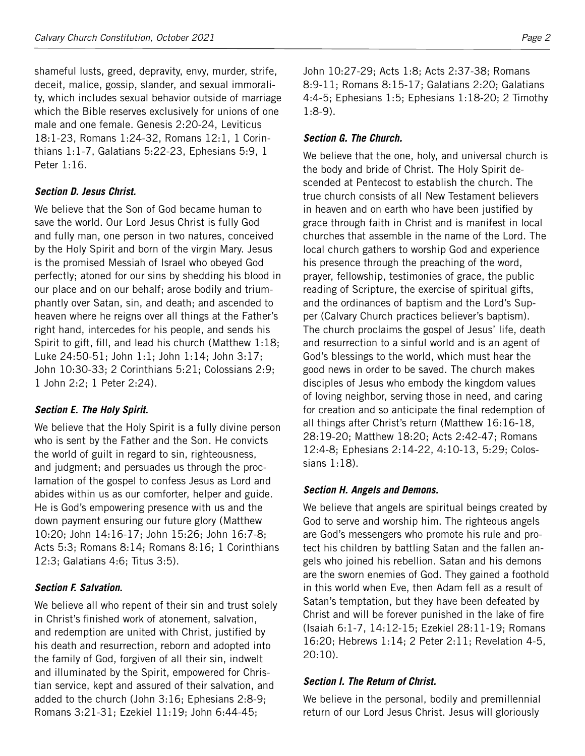shameful lusts, greed, depravity, envy, murder, strife, deceit, malice, gossip, slander, and sexual immorality, which includes sexual behavior outside of marriage which the Bible reserves exclusively for unions of one male and one female. Genesis 2:20-24, Leviticus 18:1-23, Romans 1:24-32, Romans 12:1, 1 Corinthians 1:1-7, Galatians 5:22-23, Ephesians 5:9, 1 Peter 1:16.

### *Section D. Jesus Christ.*

We believe that the Son of God became human to save the world. Our Lord Jesus Christ is fully God and fully man, one person in two natures, conceived by the Holy Spirit and born of the virgin Mary. Jesus is the promised Messiah of Israel who obeyed God perfectly; atoned for our sins by shedding his blood in our place and on our behalf; arose bodily and triumphantly over Satan, sin, and death; and ascended to heaven where he reigns over all things at the Father's right hand, intercedes for his people, and sends his Spirit to gift, fill, and lead his church (Matthew 1:18; Luke 24:50-51; John 1:1; John 1:14; John 3:17; John 10:30-33; 2 Corinthians 5:21; Colossians 2:9; 1 John 2:2; 1 Peter 2:24).

### *Section E. The Holy Spirit.*

We believe that the Holy Spirit is a fully divine person who is sent by the Father and the Son. He convicts the world of guilt in regard to sin, righteousness, and judgment; and persuades us through the proclamation of the gospel to confess Jesus as Lord and abides within us as our comforter, helper and guide. He is God's empowering presence with us and the down payment ensuring our future glory (Matthew 10:20; John 14:16-17; John 15:26; John 16:7-8; Acts 5:3; Romans 8:14; Romans 8:16; 1 Corinthians 12:3; Galatians 4:6; Titus 3:5).

### *Section F. Salvation.*

We believe all who repent of their sin and trust solely in Christ's finished work of atonement, salvation, and redemption are united with Christ, justified by his death and resurrection, reborn and adopted into the family of God, forgiven of all their sin, indwelt and illuminated by the Spirit, empowered for Christian service, kept and assured of their salvation, and added to the church (John 3:16; Ephesians 2:8-9; Romans 3:21-31; Ezekiel 11:19; John 6:44-45; John 10:27-29; Acts 1:8; Acts 2:37-38; Romans 8:9-11; Romans 8:15-17; Galatians 2:20; Galatians 4:4-5; Ephesians 1:5; Ephesians 1:18-20; 2 Timothy 1:8-9).

### *Section G. The Church.*

We believe that the one, holy, and universal church is the body and bride of Christ. The Holy Spirit descended at Pentecost to establish the church. The true church consists of all New Testament believers in heaven and on earth who have been justified by grace through faith in Christ and is manifest in local churches that assemble in the name of the Lord. The local church gathers to worship God and experience his presence through the preaching of the word, prayer, fellowship, testimonies of grace, the public reading of Scripture, the exercise of spiritual gifts, and the ordinances of baptism and the Lord's Supper (Calvary Church practices believer's baptism). The church proclaims the gospel of Jesus' life, death and resurrection to a sinful world and is an agent of God's blessings to the world, which must hear the good news in order to be saved. The church makes disciples of Jesus who embody the kingdom values of loving neighbor, serving those in need, and caring for creation and so anticipate the final redemption of all things after Christ's return (Matthew 16:16-18, 28:19-20; Matthew 18:20; Acts 2:42-47; Romans 12:4-8; Ephesians 2:14-22, 4:10-13, 5:29; Colossians 1:18).

### *Section H. Angels and Demons.*

We believe that angels are spiritual beings created by God to serve and worship him. The righteous angels are God's messengers who promote his rule and protect his children by battling Satan and the fallen angels who joined his rebellion. Satan and his demons are the sworn enemies of God. They gained a foothold in this world when Eve, then Adam fell as a result of Satan's temptation, but they have been defeated by Christ and will be forever punished in the lake of fire (Isaiah 6:1-7, 14:12-15; Ezekiel 28:11-19; Romans 16:20; Hebrews 1:14; 2 Peter 2:11; Revelation 4-5, 20:10).

### *Section I. The Return of Christ.*

We believe in the personal, bodily and premillennial return of our Lord Jesus Christ. Jesus will gloriously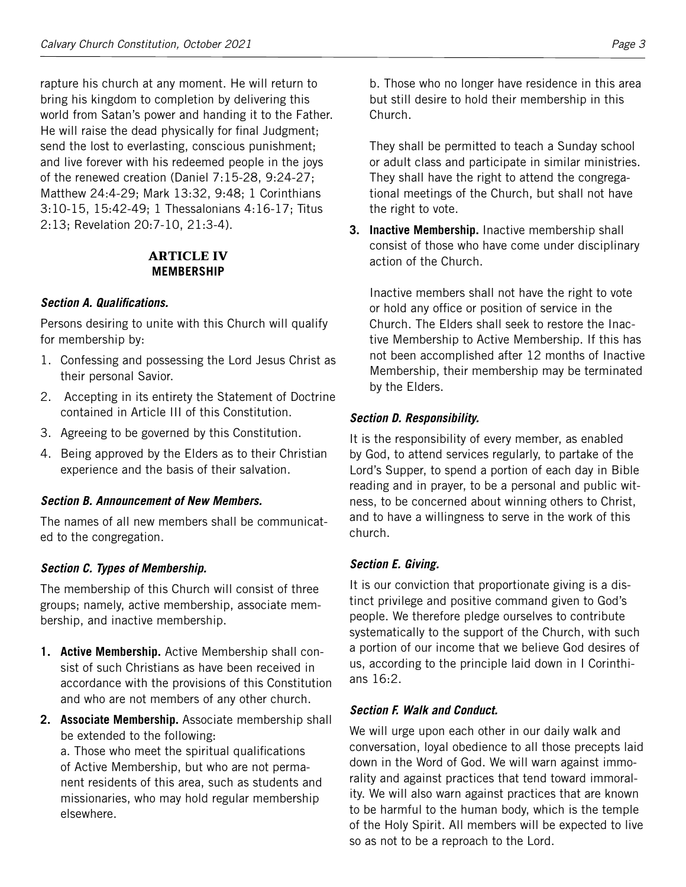rapture his church at any moment. He will return to bring his kingdom to completion by delivering this world from Satan's power and handing it to the Father. He will raise the dead physically for final Judgment; send the lost to everlasting, conscious punishment; and live forever with his redeemed people in the joys of the renewed creation (Daniel 7:15-28, 9:24-27; Matthew 24:4-29; Mark 13:32, 9:48; 1 Corinthians 3:10-15, 15:42-49; 1 Thessalonians 4:16-17; Titus 2:13; Revelation 20:7-10, 21:3-4).

## ARTICLE IV
## MEMBERSHIP

### *Section A. Qualifications.*

Persons desiring to unite with this Church will qualify for membership by:

1. Confessing and possessing the Lord Jesus Christ as their personal Savior.
2. Accepting in its entirety the Statement of Doctrine contained in Article III of this Constitution.
3. Agreeing to be governed by this Constitution.
4. Being approved by the Elders as to their Christian experience and the basis of their salvation.

### *Section B. Announcement of New Members.*

The names of all new members shall be communicated to the congregation.

### *Section C. Types of Membership.*

The membership of this Church will consist of three groups; namely, active membership, associate membership, and inactive membership.

1. **Active Membership.** Active Membership shall consist of such Christians as have been received in accordance with the provisions of this Constitution and who are not members of any other church.
2. **Associate Membership.** Associate membership shall be extended to the following:
   a. Those who meet the spiritual qualifications of Active Membership, but who are not permanent residents of this area, such as students and missionaries, who may hold regular membership elsewhere.
   b. Those who no longer have residence in this area but still desire to hold their membership in this Church.

   They shall be permitted to teach a Sunday school or adult class and participate in similar ministries. They shall have the right to attend the congregational meetings of the Church, but shall not have the right to vote.
3. **Inactive Membership.** Inactive membership shall consist of those who have come under disciplinary action of the Church.

   Inactive members shall not have the right to vote or hold any office or position of service in the Church. The Elders shall seek to restore the Inactive Membership to Active Membership. If this has not been accomplished after 12 months of Inactive Membership, their membership may be terminated by the Elders.

### *Section D. Responsibility.*

It is the responsibility of every member, as enabled by God, to attend services regularly, to partake of the Lord's Supper, to spend a portion of each day in Bible reading and in prayer, to be a personal and public witness, to be concerned about winning others to Christ, and to have a willingness to serve in the work of this church.

### *Section E. Giving.*

It is our conviction that proportionate giving is a distinct privilege and positive command given to God's people. We therefore pledge ourselves to contribute systematically to the support of the Church, with such a portion of our income that we believe God desires of us, according to the principle laid down in I Corinthians 16:2.

### *Section F. Walk and Conduct.*

We will urge upon each other in our daily walk and conversation, loyal obedience to all those precepts laid down in the Word of God. We will warn against immorality and against practices that tend toward immorality. We will also warn against practices that are known to be harmful to the human body, which is the temple of the Holy Spirit. All members will be expected to live so as not to be a reproach to the Lord.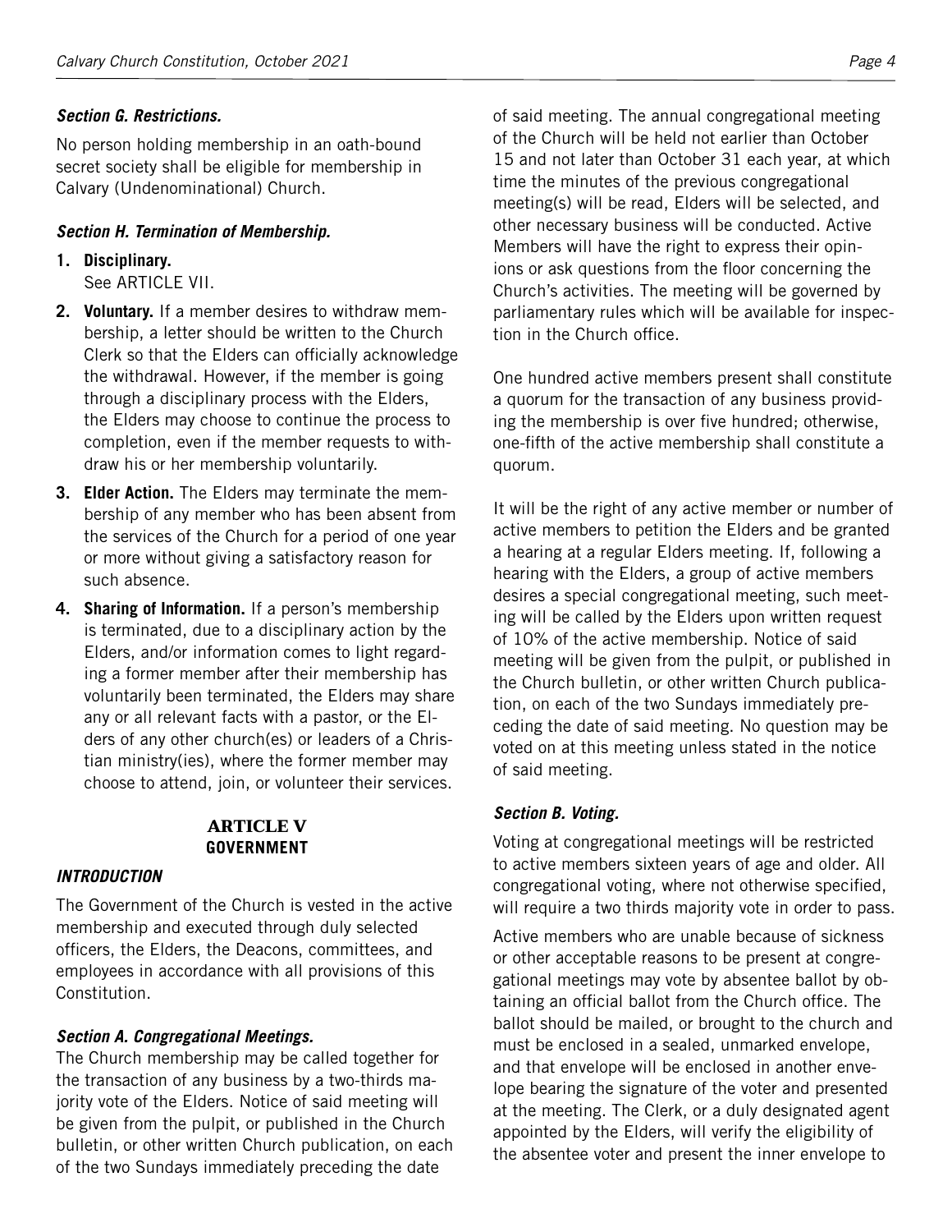### *Section G. Restrictions.*

No person holding membership in an oath-bound secret society shall be eligible for membership in Calvary (Undenominational) Church.

### *Section H. Termination of Membership.*

1. **Disciplinary.**
   See ARTICLE VII.
2. **Voluntary.** If a member desires to withdraw membership, a letter should be written to the Church Clerk so that the Elders can officially acknowledge the withdrawal. However, if the member is going through a disciplinary process with the Elders, the Elders may choose to continue the process to completion, even if the member requests to withdraw his or her membership voluntarily.
3. **Elder Action.** The Elders may terminate the membership of any member who has been absent from the services of the Church for a period of one year or more without giving a satisfactory reason for such absence.
4. **Sharing of Information.** If a person's membership is terminated, due to a disciplinary action by the Elders, and/or information comes to light regarding a former member after their membership has voluntarily been terminated, the Elders may share any or all relevant facts with a pastor, or the Elders of any other church(es) or leaders of a Christian ministry(ies), where the former member may choose to attend, join, or volunteer their services.

## ARTICLE V
## GOVERNMENT

### *INTRODUCTION*

The Government of the Church is vested in the active membership and executed through duly selected officers, the Elders, the Deacons, committees, and employees in accordance with all provisions of this Constitution.

### *Section A. Congregational Meetings.*

The Church membership may be called together for the transaction of any business by a two-thirds majority vote of the Elders. Notice of said meeting will be given from the pulpit, or published in the Church bulletin, or other written Church publication, on each of the two Sundays immediately preceding the date of said meeting. The annual congregational meeting of the Church will be held not earlier than October 15 and not later than October 31 each year, at which time the minutes of the previous congregational meeting(s) will be read, Elders will be selected, and other necessary business will be conducted. Active Members will have the right to express their opinions or ask questions from the floor concerning the Church's activities. The meeting will be governed by parliamentary rules which will be available for inspection in the Church office.

One hundred active members present shall constitute a quorum for the transaction of any business providing the membership is over five hundred; otherwise, one-fifth of the active membership shall constitute a quorum.

It will be the right of any active member or number of active members to petition the Elders and be granted a hearing at a regular Elders meeting. If, following a hearing with the Elders, a group of active members desires a special congregational meeting, such meeting will be called by the Elders upon written request of 10% of the active membership. Notice of said meeting will be given from the pulpit, or published in the Church bulletin, or other written Church publication, on each of the two Sundays immediately preceding the date of said meeting. No question may be voted on at this meeting unless stated in the notice of said meeting.

### *Section B. Voting.*

Voting at congregational meetings will be restricted to active members sixteen years of age and older. All congregational voting, where not otherwise specified, will require a two thirds majority vote in order to pass.

Active members who are unable because of sickness or other acceptable reasons to be present at congregational meetings may vote by absentee ballot by obtaining an official ballot from the Church office. The ballot should be mailed, or brought to the church and must be enclosed in a sealed, unmarked envelope, and that envelope will be enclosed in another envelope bearing the signature of the voter and presented at the meeting. The Clerk, or a duly designated agent appointed by the Elders, will verify the eligibility of the absentee voter and present the inner envelope to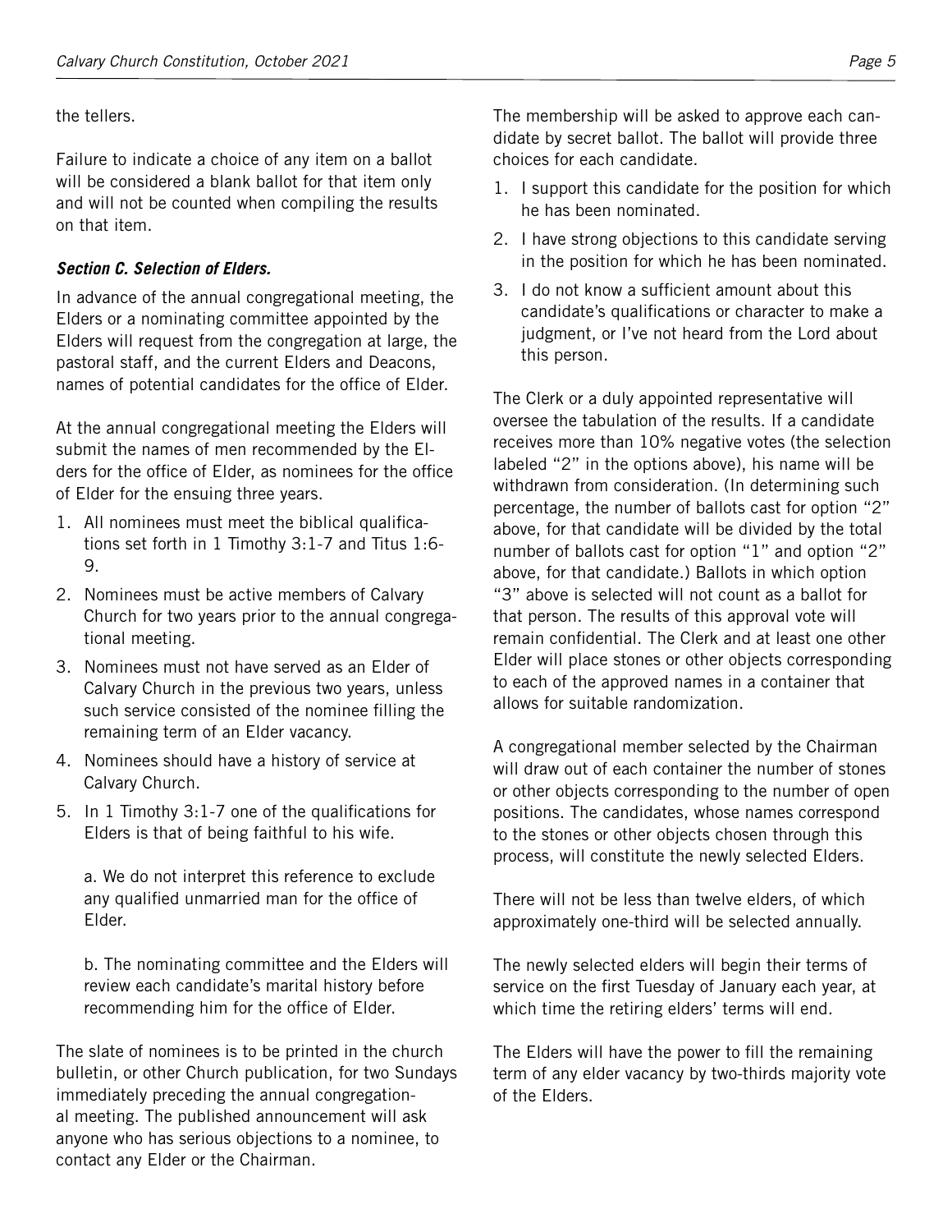the tellers.

Failure to indicate a choice of any item on a ballot will be considered a blank ballot for that item only and will not be counted when compiling the results on that item.

***Section C. Selection of Elders.***

In advance of the annual congregational meeting, the Elders or a nominating committee appointed by the Elders will request from the congregation at large, the pastoral staff, and the current Elders and Deacons, names of potential candidates for the office of Elder.

At the annual congregational meeting the Elders will submit the names of men recommended by the Elders for the office of Elder, as nominees for the office of Elder for the ensuing three years.

1. All nominees must meet the biblical qualifications set forth in 1 Timothy 3:1-7 and Titus 1:6-9.
2. Nominees must be active members of Calvary Church for two years prior to the annual congregational meeting.
3. Nominees must not have served as an Elder of Calvary Church in the previous two years, unless such service consisted of the nominee filling the remaining term of an Elder vacancy.
4. Nominees should have a history of service at Calvary Church.
5. In 1 Timothy 3:1-7 one of the qualifications for Elders is that of being faithful to his wife.

   a. We do not interpret this reference to exclude any qualified unmarried man for the office of Elder.

   b. The nominating committee and the Elders will review each candidate's marital history before recommending him for the office of Elder.

The slate of nominees is to be printed in the church bulletin, or other Church publication, for two Sundays immediately preceding the annual congregational meeting. The published announcement will ask anyone who has serious objections to a nominee, to contact any Elder or the Chairman.

The membership will be asked to approve each candidate by secret ballot. The ballot will provide three choices for each candidate.

1. I support this candidate for the position for which he has been nominated.
2. I have strong objections to this candidate serving in the position for which he has been nominated.
3. I do not know a sufficient amount about this candidate's qualifications or character to make a judgment, or I've not heard from the Lord about this person.

The Clerk or a duly appointed representative will oversee the tabulation of the results. If a candidate receives more than 10% negative votes (the selection labeled "2" in the options above), his name will be withdrawn from consideration. (In determining such percentage, the number of ballots cast for option "2" above, for that candidate will be divided by the total number of ballots cast for option "1" and option "2" above, for that candidate.) Ballots in which option "3" above is selected will not count as a ballot for that person. The results of this approval vote will remain confidential. The Clerk and at least one other Elder will place stones or other objects corresponding to each of the approved names in a container that allows for suitable randomization.

A congregational member selected by the Chairman will draw out of each container the number of stones or other objects corresponding to the number of open positions. The candidates, whose names correspond to the stones or other objects chosen through this process, will constitute the newly selected Elders.

There will not be less than twelve elders, of which approximately one-third will be selected annually.

The newly selected elders will begin their terms of service on the first Tuesday of January each year, at which time the retiring elders' terms will end.

The Elders will have the power to fill the remaining term of any elder vacancy by two-thirds majority vote of the Elders.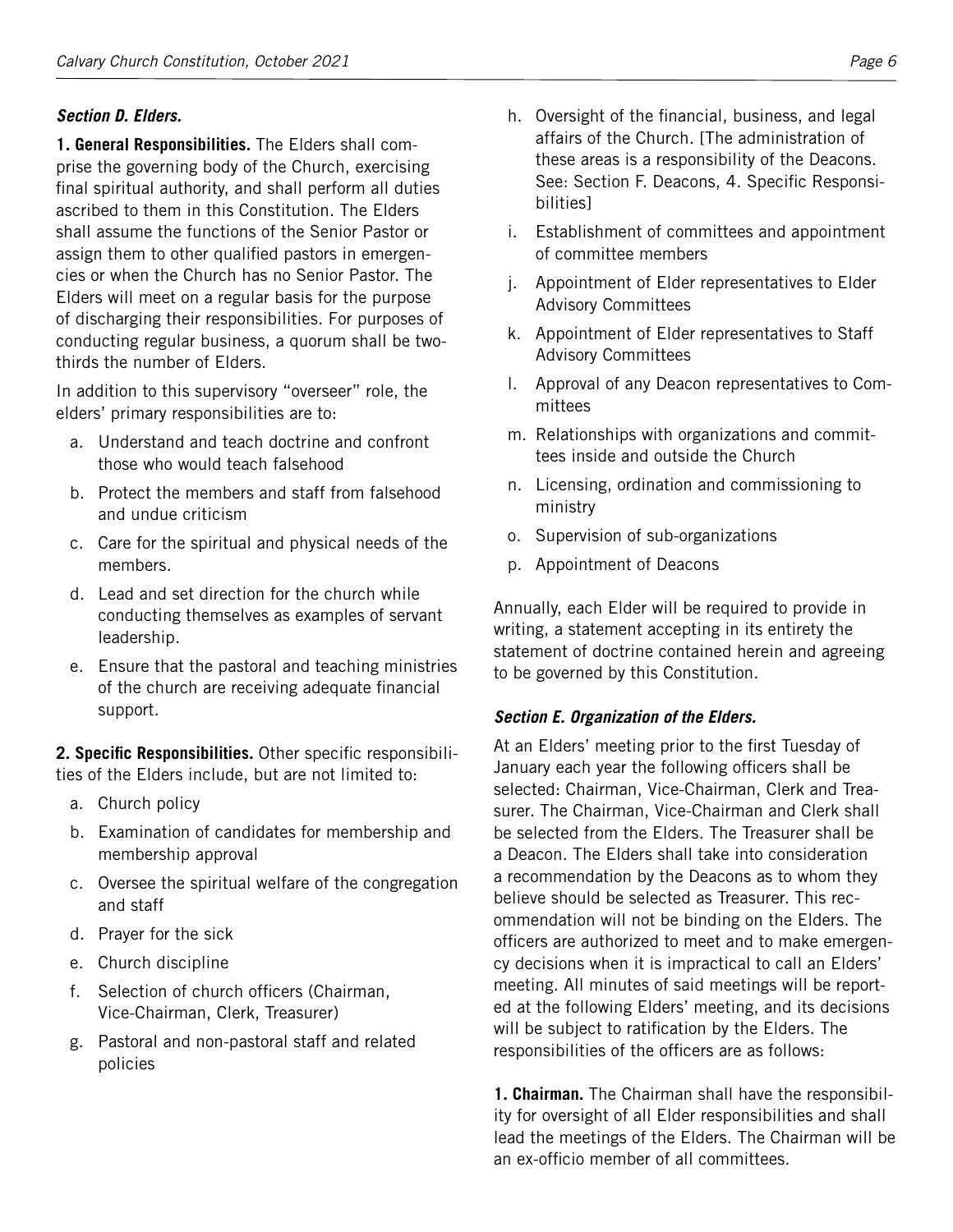### *Section D. Elders.*

**1. General Responsibilities.** The Elders shall comprise the governing body of the Church, exercising final spiritual authority, and shall perform all duties ascribed to them in this Constitution. The Elders shall assume the functions of the Senior Pastor or assign them to other qualified pastors in emergencies or when the Church has no Senior Pastor. The Elders will meet on a regular basis for the purpose of discharging their responsibilities. For purposes of conducting regular business, a quorum shall be two-thirds the number of Elders.

In addition to this supervisory "overseer" role, the elders' primary responsibilities are to:

a. Understand and teach doctrine and confront those who would teach falsehood
b. Protect the members and staff from falsehood and undue criticism
c. Care for the spiritual and physical needs of the members.
d. Lead and set direction for the church while conducting themselves as examples of servant leadership.
e. Ensure that the pastoral and teaching ministries of the church are receiving adequate financial support.

**2. Specific Responsibilities.** Other specific responsibilities of the Elders include, but are not limited to:

a. Church policy
b. Examination of candidates for membership and membership approval
c. Oversee the spiritual welfare of the congregation and staff
d. Prayer for the sick
e. Church discipline
f. Selection of church officers (Chairman, Vice-Chairman, Clerk, Treasurer)
g. Pastoral and non-pastoral staff and related policies
h. Oversight of the financial, business, and legal affairs of the Church. [The administration of these areas is a responsibility of the Deacons. See: Section F. Deacons, 4. Specific Responsibilities]
i. Establishment of committees and appointment of committee members
j. Appointment of Elder representatives to Elder Advisory Committees
k. Appointment of Elder representatives to Staff Advisory Committees
l. Approval of any Deacon representatives to Committees
m. Relationships with organizations and committees inside and outside the Church
n. Licensing, ordination and commissioning to ministry
o. Supervision of sub-organizations
p. Appointment of Deacons

Annually, each Elder will be required to provide in writing, a statement accepting in its entirety the statement of doctrine contained herein and agreeing to be governed by this Constitution.

### *Section E. Organization of the Elders.*

At an Elders' meeting prior to the first Tuesday of January each year the following officers shall be selected: Chairman, Vice-Chairman, Clerk and Treasurer. The Chairman, Vice-Chairman and Clerk shall be selected from the Elders. The Treasurer shall be a Deacon. The Elders shall take into consideration a recommendation by the Deacons as to whom they believe should be selected as Treasurer. This recommendation will not be binding on the Elders. The officers are authorized to meet and to make emergency decisions when it is impractical to call an Elders' meeting. All minutes of said meetings will be reported at the following Elders' meeting, and its decisions will be subject to ratification by the Elders. The responsibilities of the officers are as follows:

**1. Chairman.** The Chairman shall have the responsibility for oversight of all Elder responsibilities and shall lead the meetings of the Elders. The Chairman will be an ex-officio member of all committees.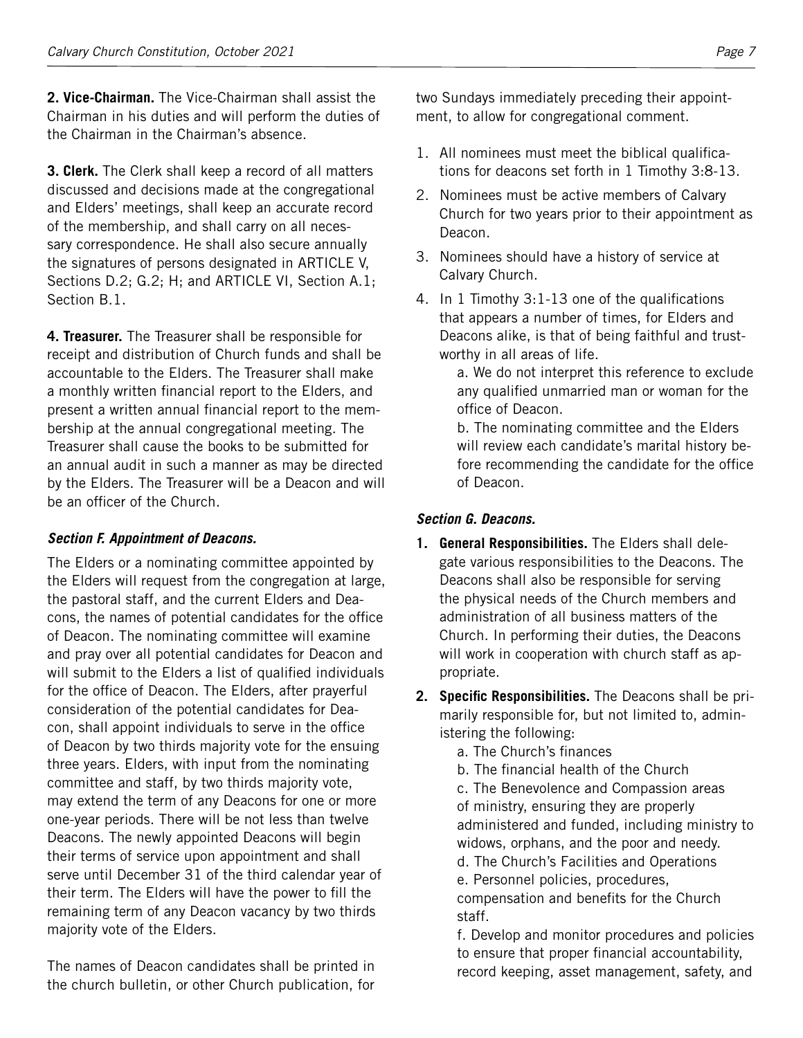**2. Vice-Chairman.** The Vice-Chairman shall assist the Chairman in his duties and will perform the duties of the Chairman in the Chairman's absence.

**3. Clerk.** The Clerk shall keep a record of all matters discussed and decisions made at the congregational and Elders' meetings, shall keep an accurate record of the membership, and shall carry on all necessary correspondence. He shall also secure annually the signatures of persons designated in ARTICLE V, Sections D.2; G.2; H; and ARTICLE VI, Section A.1; Section B.1.

**4. Treasurer.** The Treasurer shall be responsible for receipt and distribution of Church funds and shall be accountable to the Elders. The Treasurer shall make a monthly written financial report to the Elders, and present a written annual financial report to the membership at the annual congregational meeting. The Treasurer shall cause the books to be submitted for an annual audit in such a manner as may be directed by the Elders. The Treasurer will be a Deacon and will be an officer of the Church.

### *Section F. Appointment of Deacons.*

The Elders or a nominating committee appointed by the Elders will request from the congregation at large, the pastoral staff, and the current Elders and Deacons, the names of potential candidates for the office of Deacon. The nominating committee will examine and pray over all potential candidates for Deacon and will submit to the Elders a list of qualified individuals for the office of Deacon. The Elders, after prayerful consideration of the potential candidates for Deacon, shall appoint individuals to serve in the office of Deacon by two thirds majority vote for the ensuing three years. Elders, with input from the nominating committee and staff, by two thirds majority vote, may extend the term of any Deacons for one or more one-year periods. There will be not less than twelve Deacons. The newly appointed Deacons will begin their terms of service upon appointment and shall serve until December 31 of the third calendar year of their term. The Elders will have the power to fill the remaining term of any Deacon vacancy by two thirds majority vote of the Elders.

The names of Deacon candidates shall be printed in the church bulletin, or other Church publication, for two Sundays immediately preceding their appointment, to allow for congregational comment.

1. All nominees must meet the biblical qualifications for deacons set forth in 1 Timothy 3:8-13.
2. Nominees must be active members of Calvary Church for two years prior to their appointment as Deacon.
3. Nominees should have a history of service at Calvary Church.
4. In 1 Timothy 3:1-13 one of the qualifications that appears a number of times, for Elders and Deacons alike, is that of being faithful and trustworthy in all areas of life.
   a. We do not interpret this reference to exclude any qualified unmarried man or woman for the office of Deacon.
   b. The nominating committee and the Elders will review each candidate's marital history before recommending the candidate for the office of Deacon.

### *Section G. Deacons.*

1. **General Responsibilities.** The Elders shall delegate various responsibilities to the Deacons. The Deacons shall also be responsible for serving the physical needs of the Church members and administration of all business matters of the Church. In performing their duties, the Deacons will work in cooperation with church staff as appropriate.
2. **Specific Responsibilities.** The Deacons shall be primarily responsible for, but not limited to, administering the following:
   a. The Church's finances
   b. The financial health of the Church
   c. The Benevolence and Compassion areas of ministry, ensuring they are properly administered and funded, including ministry to widows, orphans, and the poor and needy.
   d. The Church's Facilities and Operations
   e. Personnel policies, procedures, compensation and benefits for the Church staff.
   f. Develop and monitor procedures and policies to ensure that proper financial accountability, record keeping, asset management, safety, and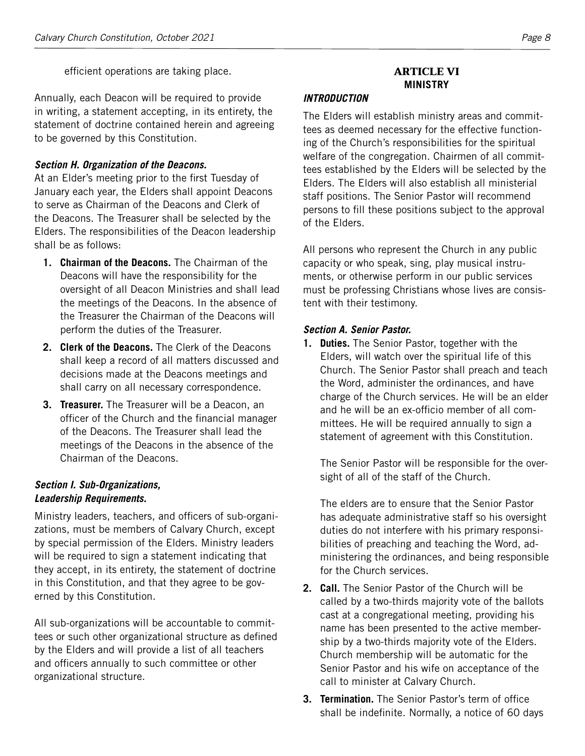efficient operations are taking place.

Annually, each Deacon will be required to provide in writing, a statement accepting, in its entirety, the statement of doctrine contained herein and agreeing to be governed by this Constitution.

***Section H. Organization of the Deacons.***

At an Elder's meeting prior to the first Tuesday of January each year, the Elders shall appoint Deacons to serve as Chairman of the Deacons and Clerk of the Deacons. The Treasurer shall be selected by the Elders. The responsibilities of the Deacon leadership shall be as follows:

1. **Chairman of the Deacons.** The Chairman of the Deacons will have the responsibility for the oversight of all Deacon Ministries and shall lead the meetings of the Deacons. In the absence of the Treasurer the Chairman of the Deacons will perform the duties of the Treasurer.
2. **Clerk of the Deacons.** The Clerk of the Deacons shall keep a record of all matters discussed and decisions made at the Deacons meetings and shall carry on all necessary correspondence.
3. **Treasurer.** The Treasurer will be a Deacon, an officer of the Church and the financial manager of the Deacons. The Treasurer shall lead the meetings of the Deacons in the absence of the Chairman of the Deacons.

***Section I. Sub-Organizations, Leadership Requirements.***

Ministry leaders, teachers, and officers of sub-organizations, must be members of Calvary Church, except by special permission of the Elders. Ministry leaders will be required to sign a statement indicating that they accept, in its entirety, the statement of doctrine in this Constitution, and that they agree to be governed by this Constitution.

All sub-organizations will be accountable to committees or such other organizational structure as defined by the Elders and will provide a list of all teachers and officers annually to such committee or other organizational structure.

## ARTICLE VI
## MINISTRY

***INTRODUCTION***

The Elders will establish ministry areas and committees as deemed necessary for the effective functioning of the Church's responsibilities for the spiritual welfare of the congregation. Chairmen of all committees established by the Elders will be selected by the Elders. The Elders will also establish all ministerial staff positions. The Senior Pastor will recommend persons to fill these positions subject to the approval of the Elders.

All persons who represent the Church in any public capacity or who speak, sing, play musical instruments, or otherwise perform in our public services must be professing Christians whose lives are consistent with their testimony.

***Section A. Senior Pastor.***

1. **Duties.** The Senior Pastor, together with the Elders, will watch over the spiritual life of this Church. The Senior Pastor shall preach and teach the Word, administer the ordinances, and have charge of the Church services. He will be an elder and he will be an ex-officio member of all committees. He will be required annually to sign a statement of agreement with this Constitution.

   The Senior Pastor will be responsible for the oversight of all of the staff of the Church.

   The elders are to ensure that the Senior Pastor has adequate administrative staff so his oversight duties do not interfere with his primary responsibilities of preaching and teaching the Word, administering the ordinances, and being responsible for the Church services.
2. **Call.** The Senior Pastor of the Church will be called by a two-thirds majority vote of the ballots cast at a congregational meeting, providing his name has been presented to the active membership by a two-thirds majority vote of the Elders. Church membership will be automatic for the Senior Pastor and his wife on acceptance of the call to minister at Calvary Church.
3. **Termination.** The Senior Pastor's term of office shall be indefinite. Normally, a notice of 60 days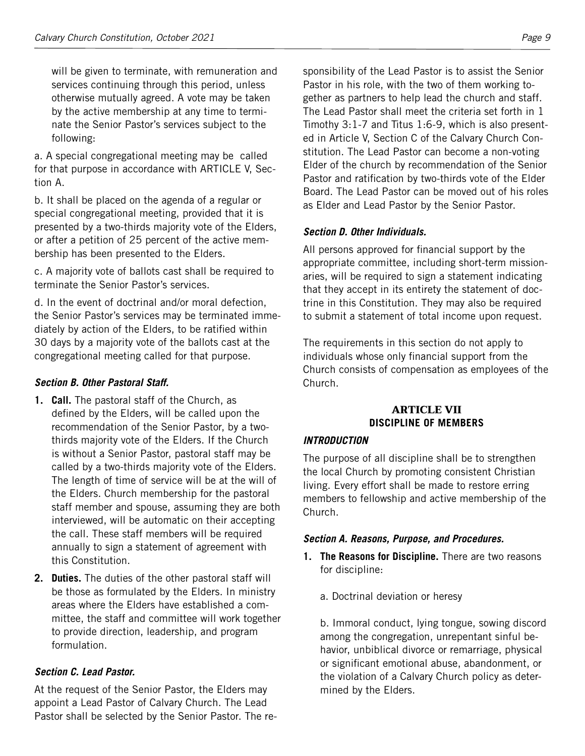will be given to terminate, with remuneration and services continuing through this period, unless otherwise mutually agreed. A vote may be taken by the active membership at any time to terminate the Senior Pastor's services subject to the following:

a. A special congregational meeting may be called for that purpose in accordance with ARTICLE V, Section A.

b. It shall be placed on the agenda of a regular or special congregational meeting, provided that it is presented by a two-thirds majority vote of the Elders, or after a petition of 25 percent of the active membership has been presented to the Elders.

c. A majority vote of ballots cast shall be required to terminate the Senior Pastor's services.

d. In the event of doctrinal and/or moral defection, the Senior Pastor's services may be terminated immediately by action of the Elders, to be ratified within 30 days by a majority vote of the ballots cast at the congregational meeting called for that purpose.

### *Section B. Other Pastoral Staff.*

1. **Call.** The pastoral staff of the Church, as defined by the Elders, will be called upon the recommendation of the Senior Pastor, by a two-thirds majority vote of the Elders. If the Church is without a Senior Pastor, pastoral staff may be called by a two-thirds majority vote of the Elders. The length of time of service will be at the will of the Elders. Church membership for the pastoral staff member and spouse, assuming they are both interviewed, will be automatic on their accepting the call. These staff members will be required annually to sign a statement of agreement with this Constitution.
2. **Duties.** The duties of the other pastoral staff will be those as formulated by the Elders. In ministry areas where the Elders have established a committee, the staff and committee will work together to provide direction, leadership, and program formulation.

### *Section C. Lead Pastor.*

At the request of the Senior Pastor, the Elders may appoint a Lead Pastor of Calvary Church. The Lead Pastor shall be selected by the Senior Pastor. The responsibility of the Lead Pastor is to assist the Senior Pastor in his role, with the two of them working together as partners to help lead the church and staff. The Lead Pastor shall meet the criteria set forth in 1 Timothy 3:1-7 and Titus 1:6-9, which is also presented in Article V, Section C of the Calvary Church Constitution. The Lead Pastor can become a non-voting Elder of the church by recommendation of the Senior Pastor and ratification by two-thirds vote of the Elder Board. The Lead Pastor can be moved out of his roles as Elder and Lead Pastor by the Senior Pastor.

### *Section D. Other Individuals.*

All persons approved for financial support by the appropriate committee, including short-term missionaries, will be required to sign a statement indicating that they accept in its entirety the statement of doctrine in this Constitution. They may also be required to submit a statement of total income upon request.

The requirements in this section do not apply to individuals whose only financial support from the Church consists of compensation as employees of the Church.

## ARTICLE VII
## DISCIPLINE OF MEMBERS

### *INTRODUCTION*

The purpose of all discipline shall be to strengthen the local Church by promoting consistent Christian living. Every effort shall be made to restore erring members to fellowship and active membership of the Church.

### *Section A. Reasons, Purpose, and Procedures.*

1. **The Reasons for Discipline.** There are two reasons for discipline:

   a. Doctrinal deviation or heresy

   b. Immoral conduct, lying tongue, sowing discord among the congregation, unrepentant sinful behavior, unbiblical divorce or remarriage, physical or significant emotional abuse, abandonment, or the violation of a Calvary Church policy as determined by the Elders.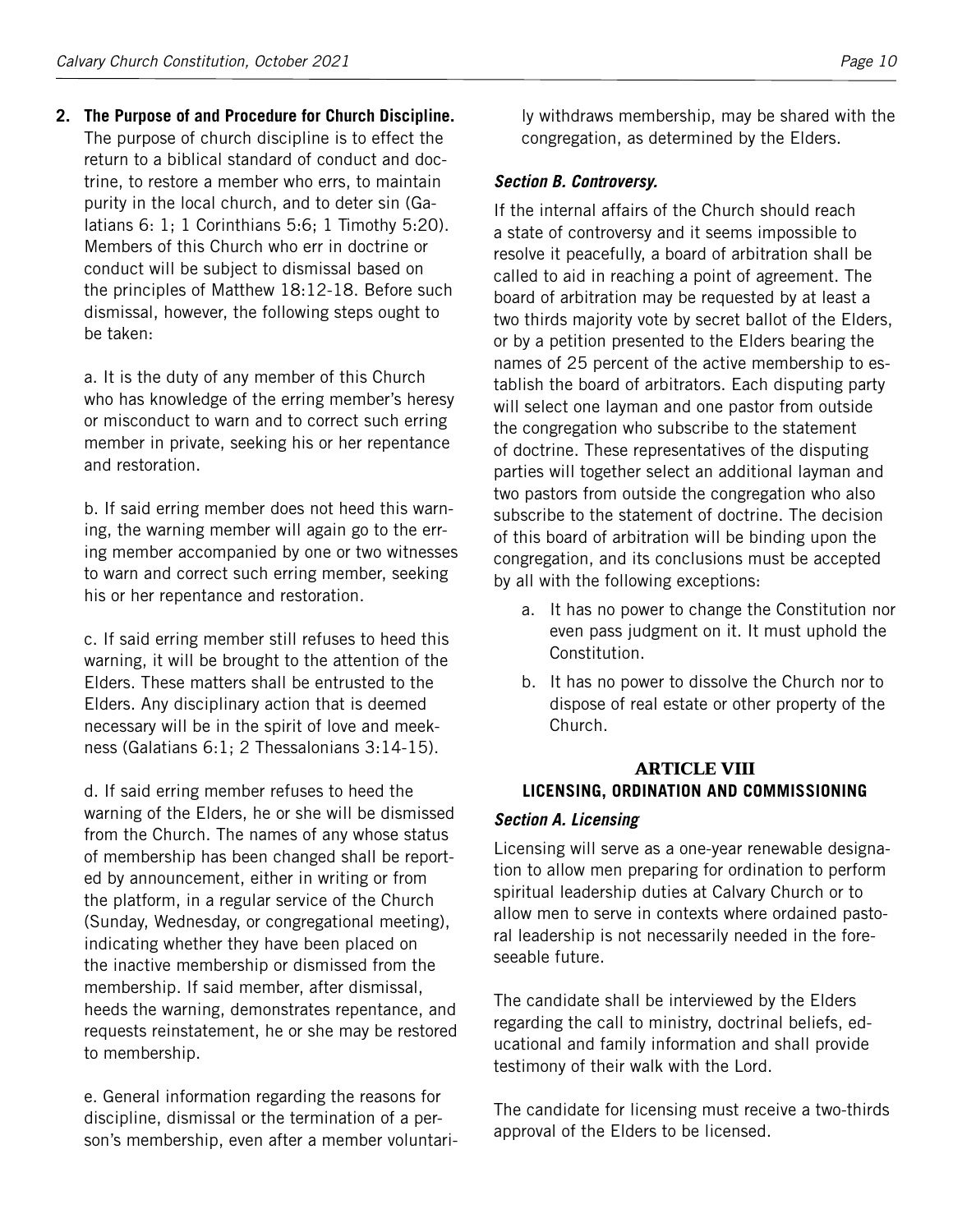**2. The Purpose of and Procedure for Church Discipline.** The purpose of church discipline is to effect the return to a biblical standard of conduct and doctrine, to restore a member who errs, to maintain purity in the local church, and to deter sin (Galatians 6: 1; 1 Corinthians 5:6; 1 Timothy 5:20). Members of this Church who err in doctrine or conduct will be subject to dismissal based on the principles of Matthew 18:12-18. Before such dismissal, however, the following steps ought to be taken:

a. It is the duty of any member of this Church who has knowledge of the erring member's heresy or misconduct to warn and to correct such erring member in private, seeking his or her repentance and restoration.

b. If said erring member does not heed this warning, the warning member will again go to the erring member accompanied by one or two witnesses to warn and correct such erring member, seeking his or her repentance and restoration.

c. If said erring member still refuses to heed this warning, it will be brought to the attention of the Elders. These matters shall be entrusted to the Elders. Any disciplinary action that is deemed necessary will be in the spirit of love and meekness (Galatians 6:1; 2 Thessalonians 3:14-15).

d. If said erring member refuses to heed the warning of the Elders, he or she will be dismissed from the Church. The names of any whose status of membership has been changed shall be reported by announcement, either in writing or from the platform, in a regular service of the Church (Sunday, Wednesday, or congregational meeting), indicating whether they have been placed on the inactive membership or dismissed from the membership. If said member, after dismissal, heeds the warning, demonstrates repentance, and requests reinstatement, he or she may be restored to membership.

e. General information regarding the reasons for discipline, dismissal or the termination of a person's membership, even after a member voluntarily withdraws membership, may be shared with the congregation, as determined by the Elders.

***Section B. Controversy.***

If the internal affairs of the Church should reach a state of controversy and it seems impossible to resolve it peacefully, a board of arbitration shall be called to aid in reaching a point of agreement. The board of arbitration may be requested by at least a two thirds majority vote by secret ballot of the Elders, or by a petition presented to the Elders bearing the names of 25 percent of the active membership to establish the board of arbitrators. Each disputing party will select one layman and one pastor from outside the congregation who subscribe to the statement of doctrine. These representatives of the disputing parties will together select an additional layman and two pastors from outside the congregation who also subscribe to the statement of doctrine. The decision of this board of arbitration will be binding upon the congregation, and its conclusions must be accepted by all with the following exceptions:

a. It has no power to change the Constitution nor even pass judgment on it. It must uphold the Constitution.
b. It has no power to dissolve the Church nor to dispose of real estate or other property of the Church.

## ARTICLE VIII
## LICENSING, ORDINATION AND COMMISSIONING

***Section A. Licensing***

Licensing will serve as a one-year renewable designation to allow men preparing for ordination to perform spiritual leadership duties at Calvary Church or to allow men to serve in contexts where ordained pastoral leadership is not necessarily needed in the foreseeable future.

The candidate shall be interviewed by the Elders regarding the call to ministry, doctrinal beliefs, educational and family information and shall provide testimony of their walk with the Lord.

The candidate for licensing must receive a two-thirds approval of the Elders to be licensed.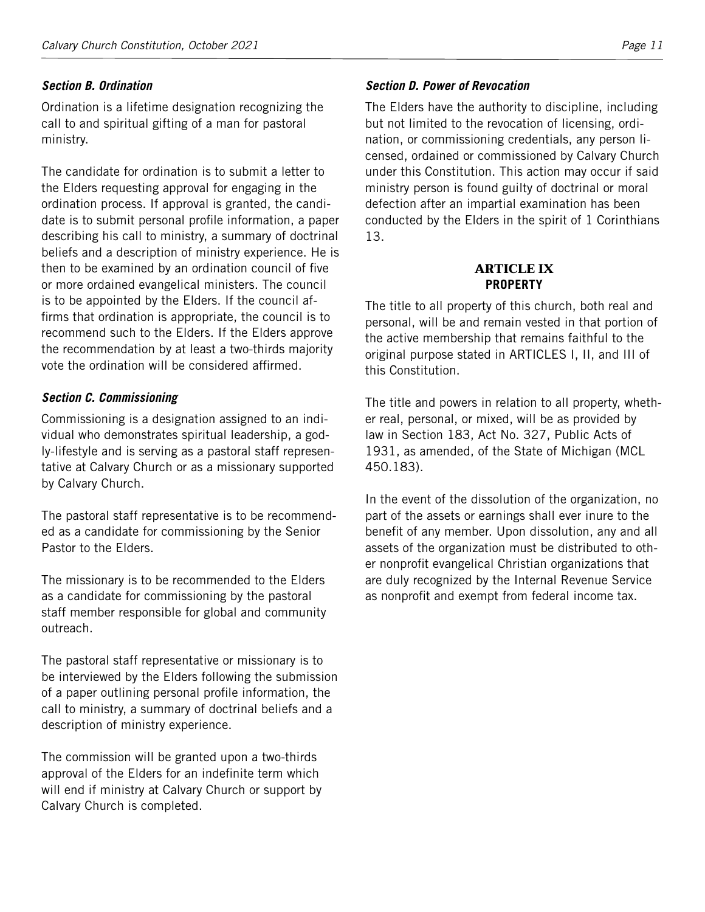### *Section B. Ordination*

Ordination is a lifetime designation recognizing the call to and spiritual gifting of a man for pastoral ministry.

The candidate for ordination is to submit a letter to the Elders requesting approval for engaging in the ordination process. If approval is granted, the candidate is to submit personal profile information, a paper describing his call to ministry, a summary of doctrinal beliefs and a description of ministry experience. He is then to be examined by an ordination council of five or more ordained evangelical ministers. The council is to be appointed by the Elders. If the council affirms that ordination is appropriate, the council is to recommend such to the Elders. If the Elders approve the recommendation by at least a two-thirds majority vote the ordination will be considered affirmed.

### *Section C. Commissioning*

Commissioning is a designation assigned to an individual who demonstrates spiritual leadership, a godly-lifestyle and is serving as a pastoral staff representative at Calvary Church or as a missionary supported by Calvary Church.

The pastoral staff representative is to be recommended as a candidate for commissioning by the Senior Pastor to the Elders.

The missionary is to be recommended to the Elders as a candidate for commissioning by the pastoral staff member responsible for global and community outreach.

The pastoral staff representative or missionary is to be interviewed by the Elders following the submission of a paper outlining personal profile information, the call to ministry, a summary of doctrinal beliefs and a description of ministry experience.

The commission will be granted upon a two-thirds approval of the Elders for an indefinite term which will end if ministry at Calvary Church or support by Calvary Church is completed.

### *Section D. Power of Revocation*

The Elders have the authority to discipline, including but not limited to the revocation of licensing, ordination, or commissioning credentials, any person licensed, ordained or commissioned by Calvary Church under this Constitution. This action may occur if said ministry person is found guilty of doctrinal or moral defection after an impartial examination has been conducted by the Elders in the spirit of 1 Corinthians 13.

## ARTICLE IX
## PROPERTY

The title to all property of this church, both real and personal, will be and remain vested in that portion of the active membership that remains faithful to the original purpose stated in ARTICLES I, II, and III of this Constitution.

The title and powers in relation to all property, whether real, personal, or mixed, will be as provided by law in Section 183, Act No. 327, Public Acts of 1931, as amended, of the State of Michigan (MCL 450.183).

In the event of the dissolution of the organization, no part of the assets or earnings shall ever inure to the benefit of any member. Upon dissolution, any and all assets of the organization must be distributed to other nonprofit evangelical Christian organizations that are duly recognized by the Internal Revenue Service as nonprofit and exempt from federal income tax.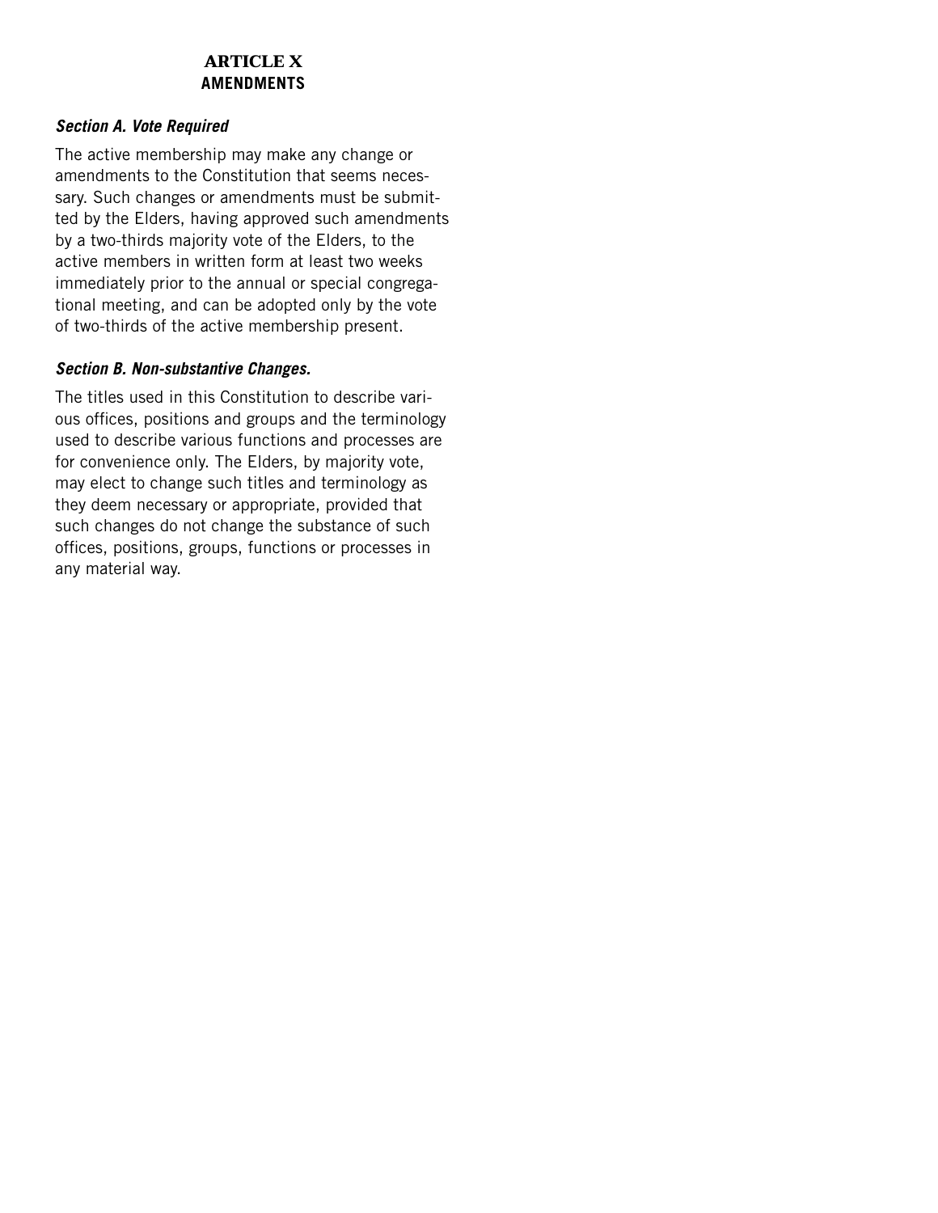# ARTICLE X
## AMENDMENTS

### *Section A. Vote Required*

The active membership may make any change or amendments to the Constitution that seems necessary. Such changes or amendments must be submitted by the Elders, having approved such amendments by a two-thirds majority vote of the Elders, to the active members in written form at least two weeks immediately prior to the annual or special congregational meeting, and can be adopted only by the vote of two-thirds of the active membership present.

### *Section B. Non-substantive Changes.*

The titles used in this Constitution to describe various offices, positions and groups and the terminology used to describe various functions and processes are for convenience only. The Elders, by majority vote, may elect to change such titles and terminology as they deem necessary or appropriate, provided that such changes do not change the substance of such offices, positions, groups, functions or processes in any material way.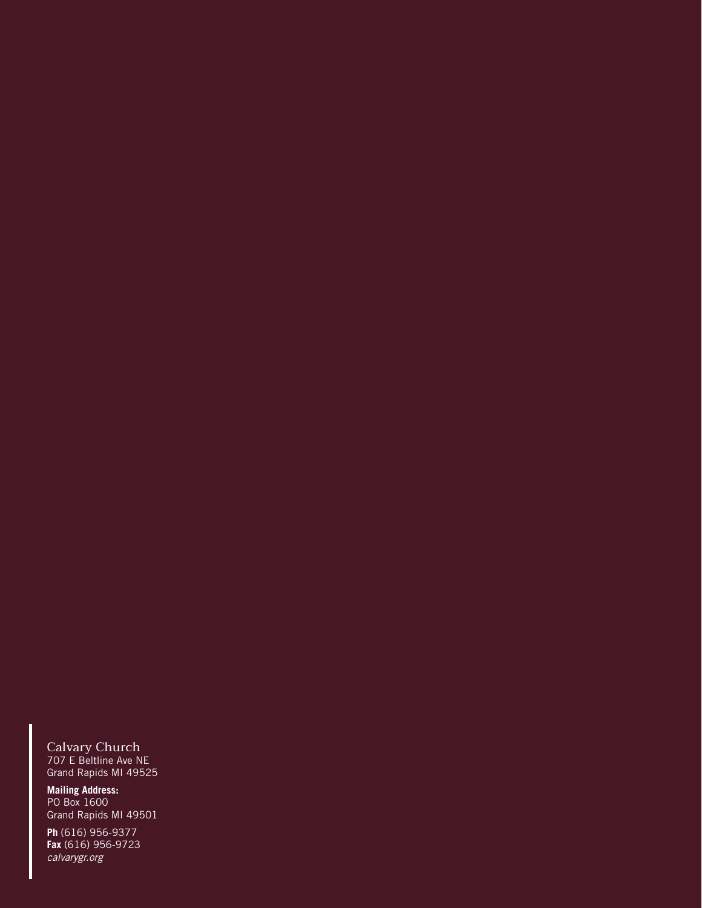Calvary Church
707 E Beltline Ave NE
Grand Rapids MI 49525

**Mailing Address:**
PO Box 1600
Grand Rapids MI 49501

**Ph** (616) 956-9377
**Fax** (616) 956-9723
*calvarygr.org*